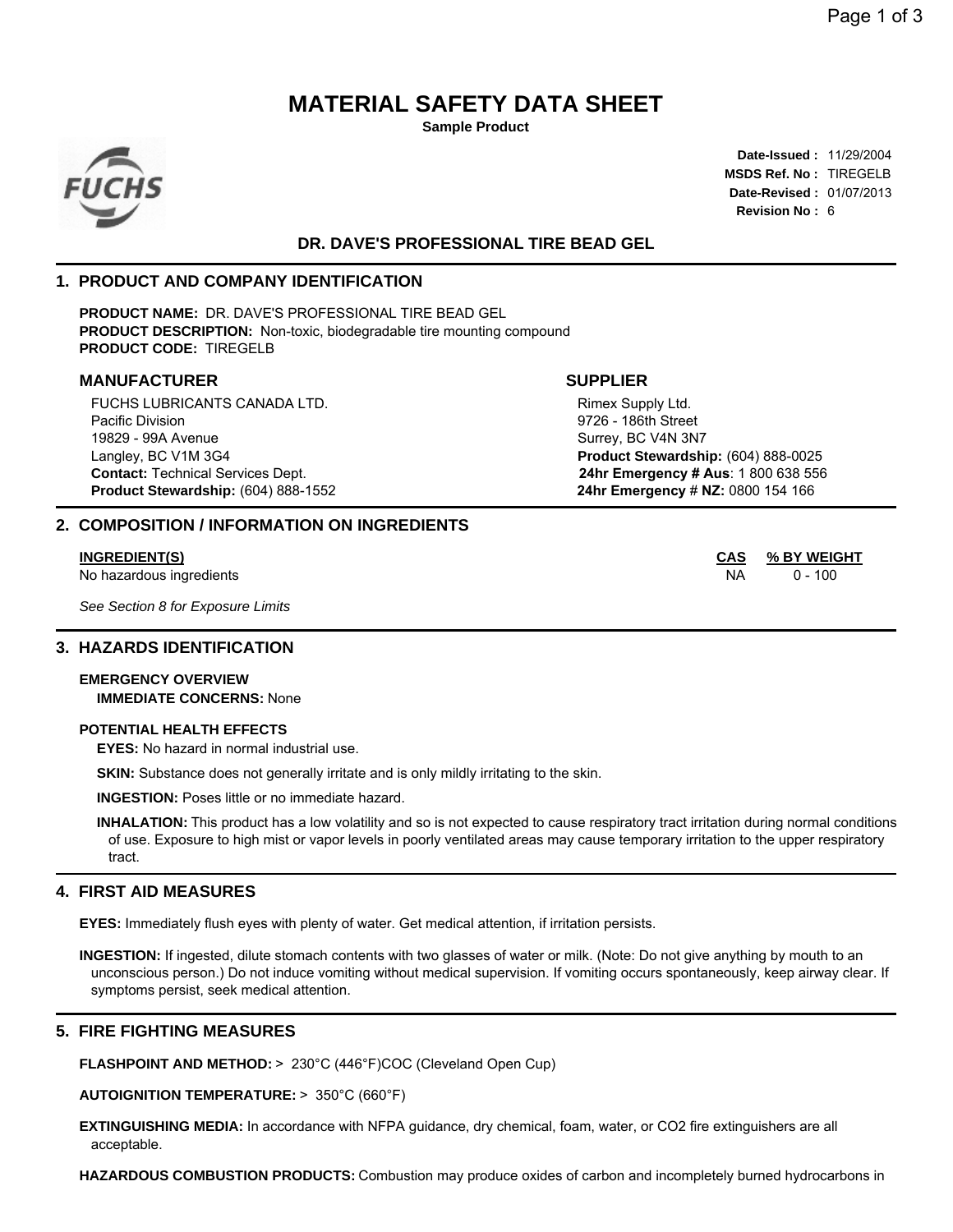# MATERIAL SAFETY DATA SHEET

**Sample Product**

**Date-Issued :** 11/29/2004
**MSDS Ref. No :** TIREGELB
**Date-Revised :** 01/07/2013
**Revision No :** 6

## DR. DAVE'S PROFESSIONAL TIRE BEAD GEL

## 1. PRODUCT AND COMPANY IDENTIFICATION

**PRODUCT NAME:** DR. DAVE'S PROFESSIONAL TIRE BEAD GEL
**PRODUCT DESCRIPTION:** Non-toxic, biodegradable tire mounting compound
**PRODUCT CODE:** TIREGELB

### MANUFACTURER

FUCHS LUBRICANTS CANADA LTD.
Pacific Division
19829 - 99A Avenue
Langley, BC V1M 3G4
**Contact:** Technical Services Dept.
**Product Stewardship:** (604) 888-1552

### SUPPLIER

Rimex Supply Ltd.
9726 - 186th Street
Surrey, BC V4N 3N7
**Product Stewardship:** (604) 888-0025
**24hr Emergency # Aus**: 1 800 638 556
**24hr Emergency # NZ:** 0800 154 166

## 2. COMPOSITION / INFORMATION ON INGREDIENTS

| INGREDIENT(S) | CAS | % BY WEIGHT |
|---|---|---|
| No hazardous ingredients | NA | 0 - 100 |

*See Section 8 for Exposure Limits*

## 3. HAZARDS IDENTIFICATION

**EMERGENCY OVERVIEW**
**IMMEDIATE CONCERNS:** None

**POTENTIAL HEALTH EFFECTS**

**EYES:** No hazard in normal industrial use.

**SKIN:** Substance does not generally irritate and is only mildly irritating to the skin.

**INGESTION:** Poses little or no immediate hazard.

**INHALATION:** This product has a low volatility and so is not expected to cause respiratory tract irritation during normal conditions of use. Exposure to high mist or vapor levels in poorly ventilated areas may cause temporary irritation to the upper respiratory tract.

## 4. FIRST AID MEASURES

**EYES:** Immediately flush eyes with plenty of water. Get medical attention, if irritation persists.

**INGESTION:** If ingested, dilute stomach contents with two glasses of water or milk. (Note: Do not give anything by mouth to an unconscious person.) Do not induce vomiting without medical supervision. If vomiting occurs spontaneously, keep airway clear. If symptoms persist, seek medical attention.

## 5. FIRE FIGHTING MEASURES

**FLASHPOINT AND METHOD:** > 230°C (446°F)COC (Cleveland Open Cup)

**AUTOIGNITION TEMPERATURE:** > 350°C (660°F)

**EXTINGUISHING MEDIA:** In accordance with NFPA guidance, dry chemical, foam, water, or $CO_2$ fire extinguishers are all acceptable.

**HAZARDOUS COMBUSTION PRODUCTS:** Combustion may produce oxides of carbon and incompletely burned hydrocarbons in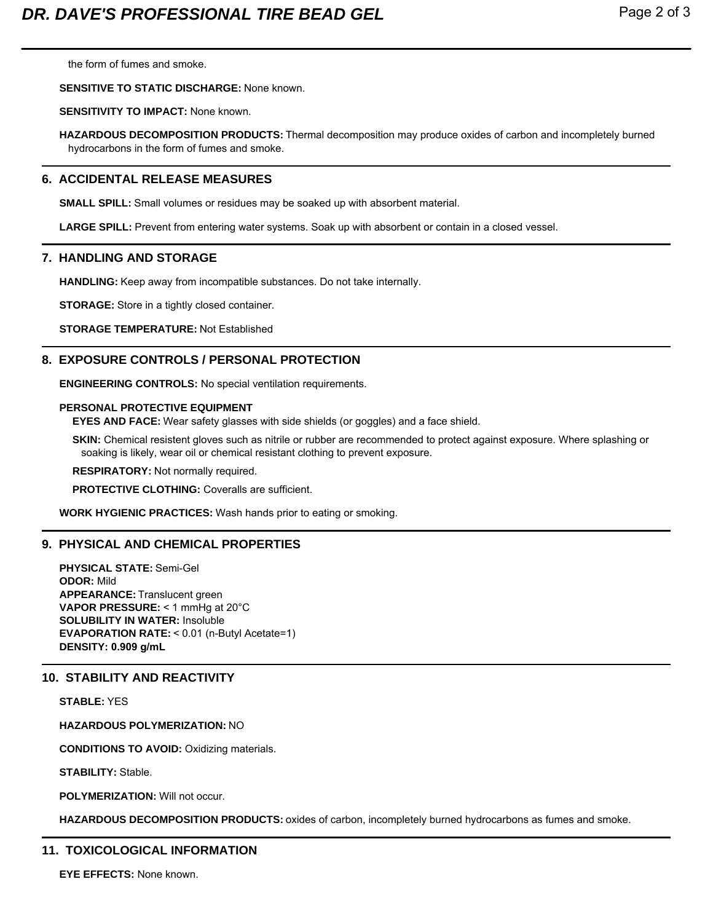the form of fumes and smoke.

**SENSITIVE TO STATIC DISCHARGE:** None known.

**SENSITIVITY TO IMPACT:** None known.

**HAZARDOUS DECOMPOSITION PRODUCTS:** Thermal decomposition may produce oxides of carbon and incompletely burned hydrocarbons in the form of fumes and smoke.

## 6. ACCIDENTAL RELEASE MEASURES

**SMALL SPILL:** Small volumes or residues may be soaked up with absorbent material.

**LARGE SPILL:** Prevent from entering water systems. Soak up with absorbent or contain in a closed vessel.

## 7. HANDLING AND STORAGE

**HANDLING:** Keep away from incompatible substances. Do not take internally.

**STORAGE:** Store in a tightly closed container.

**STORAGE TEMPERATURE:** Not Established

## 8. EXPOSURE CONTROLS / PERSONAL PROTECTION

**ENGINEERING CONTROLS:** No special ventilation requirements.

**PERSONAL PROTECTIVE EQUIPMENT**

**EYES AND FACE:** Wear safety glasses with side shields (or goggles) and a face shield.

**SKIN:** Chemical resistent gloves such as nitrile or rubber are recommended to protect against exposure. Where splashing or soaking is likely, wear oil or chemical resistant clothing to prevent exposure.

**RESPIRATORY:** Not normally required.

**PROTECTIVE CLOTHING:** Coveralls are sufficient.

**WORK HYGIENIC PRACTICES:** Wash hands prior to eating or smoking.

## 9. PHYSICAL AND CHEMICAL PROPERTIES

**PHYSICAL STATE:** Semi-Gel
**ODOR:** Mild
**APPEARANCE:** Translucent green
**VAPOR PRESSURE:** < 1 mmHg at 20°C
**SOLUBILITY IN WATER:** Insoluble
**EVAPORATION RATE:** < 0.01 (n-Butyl Acetate=1)
**DENSITY: 0.909 g/mL**

## 10. STABILITY AND REACTIVITY

**STABLE:** YES

**HAZARDOUS POLYMERIZATION:** NO

**CONDITIONS TO AVOID:** Oxidizing materials.

**STABILITY:** Stable.

**POLYMERIZATION:** Will not occur.

**HAZARDOUS DECOMPOSITION PRODUCTS:** oxides of carbon, incompletely burned hydrocarbons as fumes and smoke.

## 11. TOXICOLOGICAL INFORMATION

**EYE EFFECTS:** None known.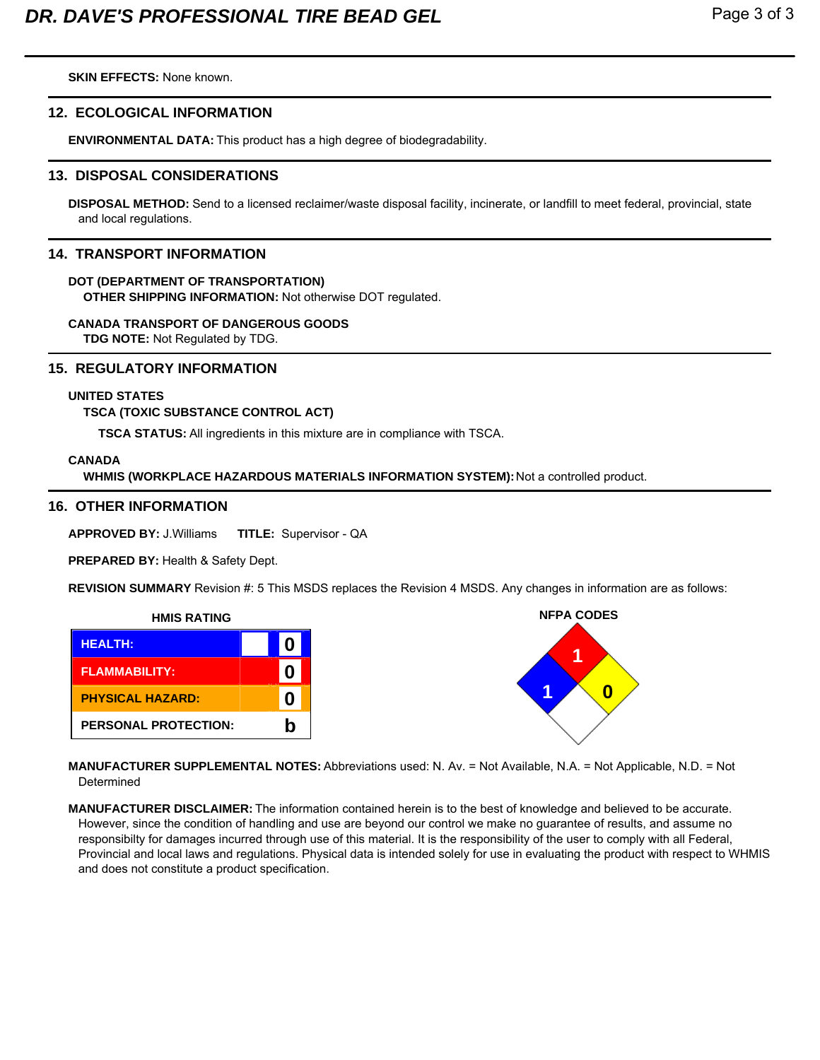**SKIN EFFECTS:** None known.

## 12. ECOLOGICAL INFORMATION

**ENVIRONMENTAL DATA:** This product has a high degree of biodegradability.

## 13. DISPOSAL CONSIDERATIONS

**DISPOSAL METHOD:** Send to a licensed reclaimer/waste disposal facility, incinerate, or landfill to meet federal, provincial, state and local regulations.

## 14. TRANSPORT INFORMATION

**DOT (DEPARTMENT OF TRANSPORTATION)**

**OTHER SHIPPING INFORMATION:** Not otherwise DOT regulated.

**CANADA TRANSPORT OF DANGEROUS GOODS**

**TDG NOTE:** Not Regulated by TDG.

## 15. REGULATORY INFORMATION

**UNITED STATES**

**TSCA (TOXIC SUBSTANCE CONTROL ACT)**

**TSCA STATUS:** All ingredients in this mixture are in compliance with TSCA.

**CANADA**

**WHMIS (WORKPLACE HAZARDOUS MATERIALS INFORMATION SYSTEM):** Not a controlled product.

## 16. OTHER INFORMATION

**APPROVED BY:** J.Williams **TITLE:** Supervisor - QA

**PREPARED BY:** Health & Safety Dept.

**REVISION SUMMARY** Revision #: 5 This MSDS replaces the Revision 4 MSDS. Any changes in information are as follows:

**HMIS RATING**

| | |
|---|---|
| HEALTH: | 0 |
| FLAMMABILITY: | 0 |
| PHYSICAL HAZARD: | 0 |
| PERSONAL PROTECTION: | b |

**NFPA CODES**

1

1

0

**MANUFACTURER SUPPLEMENTAL NOTES:** Abbreviations used: N. Av. = Not Available, N.A. = Not Applicable, N.D. = Not Determined

**MANUFACTURER DISCLAIMER:** The information contained herein is to the best of knowledge and believed to be accurate. However, since the condition of handling and use are beyond our control we make no guarantee of results, and assume no responsibilty for damages incurred through use of this material. It is the responsibility of the user to comply with all Federal, Provincial and local laws and regulations. Physical data is intended solely for use in evaluating the product with respect to WHMIS and does not constitute a product specification.